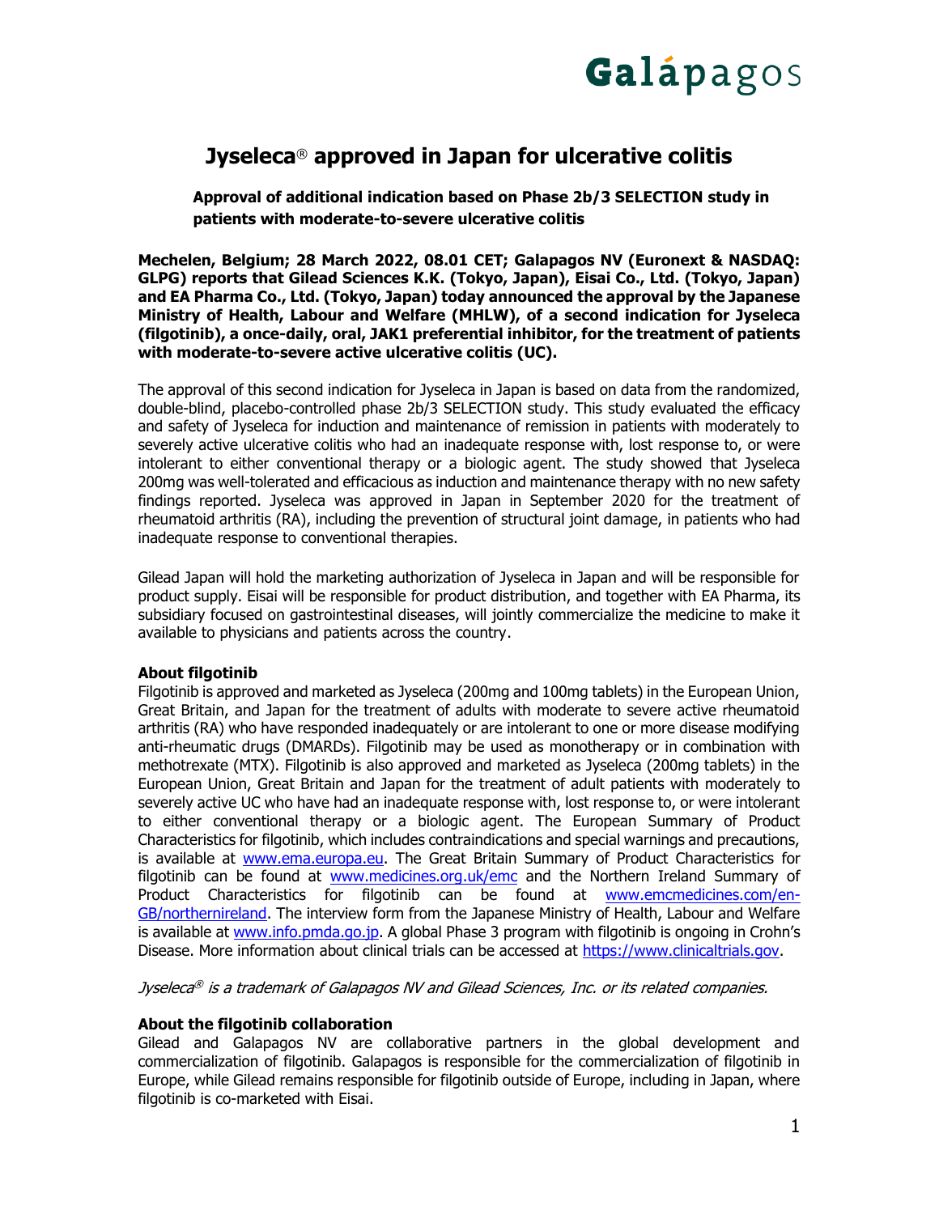# Jyseleca® approved in Japan for ulcerative colitis

**Approval of additional indication based on Phase 2b/3 SELECTION study in patients with moderate-to-severe ulcerative colitis**

**Mechelen, Belgium; 28 March 2022, 08.01 CET; Galapagos NV (Euronext & NASDAQ: GLPG) reports that Gilead Sciences K.K. (Tokyo, Japan), Eisai Co., Ltd. (Tokyo, Japan) and EA Pharma Co., Ltd. (Tokyo, Japan) today announced the approval by the Japanese Ministry of Health, Labour and Welfare (MHLW), of a second indication for Jyseleca (filgotinib), a once-daily, oral, JAK1 preferential inhibitor, for the treatment of patients with moderate-to-severe active ulcerative colitis (UC).**

The approval of this second indication for Jyseleca in Japan is based on data from the randomized, double-blind, placebo-controlled phase 2b/3 SELECTION study. This study evaluated the efficacy and safety of Jyseleca for induction and maintenance of remission in patients with moderately to severely active ulcerative colitis who had an inadequate response with, lost response to, or were intolerant to either conventional therapy or a biologic agent. The study showed that Jyseleca 200mg was well-tolerated and efficacious as induction and maintenance therapy with no new safety findings reported. Jyseleca was approved in Japan in September 2020 for the treatment of rheumatoid arthritis (RA), including the prevention of structural joint damage, in patients who had inadequate response to conventional therapies.

Gilead Japan will hold the marketing authorization of Jyseleca in Japan and will be responsible for product supply. Eisai will be responsible for product distribution, and together with EA Pharma, its subsidiary focused on gastrointestinal diseases, will jointly commercialize the medicine to make it available to physicians and patients across the country.

**About filgotinib**

Filgotinib is approved and marketed as Jyseleca (200mg and 100mg tablets) in the European Union, Great Britain, and Japan for the treatment of adults with moderate to severe active rheumatoid arthritis (RA) who have responded inadequately or are intolerant to one or more disease modifying anti-rheumatic drugs (DMARDs). Filgotinib may be used as monotherapy or in combination with methotrexate (MTX). Filgotinib is also approved and marketed as Jyseleca (200mg tablets) in the European Union, Great Britain and Japan for the treatment of adult patients with moderately to severely active UC who have had an inadequate response with, lost response to, or were intolerant to either conventional therapy or a biologic agent. The European Summary of Product Characteristics for filgotinib, which includes contraindications and special warnings and precautions, is available at [www.ema.europa.eu](http://www.ema.europa.eu). The Great Britain Summary of Product Characteristics for filgotinib can be found at [www.medicines.org.uk/emc](http://www.medicines.org.uk/emc) and the Northern Ireland Summary of Product Characteristics for filgotinib can be found at [www.emcmedicines.com/en-GB/northernireland](http://www.emcmedicines.com/en-GB/northernireland). The interview form from the Japanese Ministry of Health, Labour and Welfare is available at [www.info.pmda.go.jp](http://www.info.pmda.go.jp). A global Phase 3 program with filgotinib is ongoing in Crohn's Disease. More information about clinical trials can be accessed at [https://www.clinicaltrials.gov](https://www.clinicaltrials.gov).

*Jyseleca® is a trademark of Galapagos NV and Gilead Sciences, Inc. or its related companies.*

**About the filgotinib collaboration**

Gilead and Galapagos NV are collaborative partners in the global development and commercialization of filgotinib. Galapagos is responsible for the commercialization of filgotinib in Europe, while Gilead remains responsible for filgotinib outside of Europe, including in Japan, where filgotinib is co-marketed with Eisai.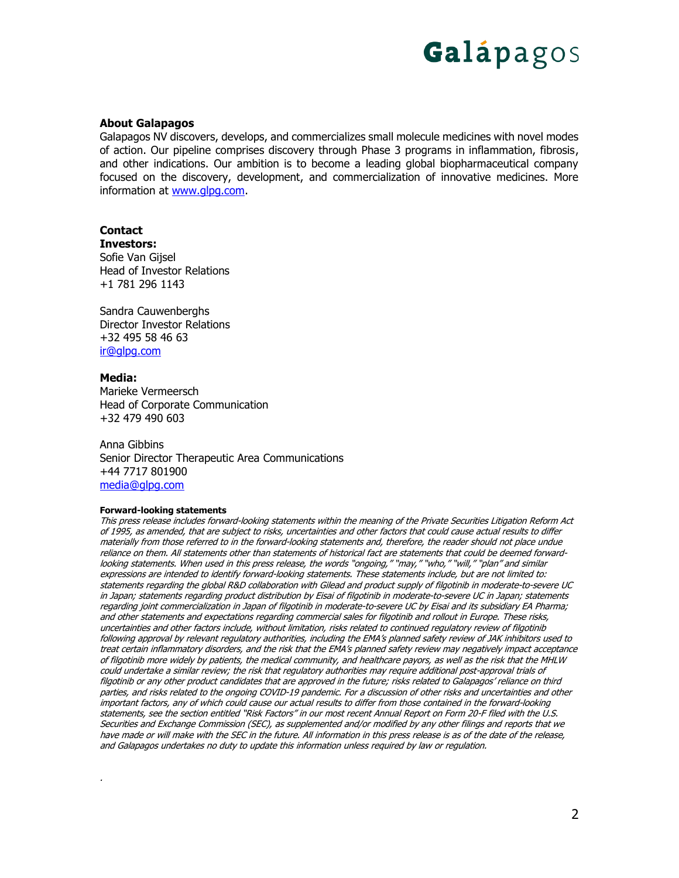**About Galapagos**

Galapagos NV discovers, develops, and commercializes small molecule medicines with novel modes of action. Our pipeline comprises discovery through Phase 3 programs in inflammation, fibrosis, and other indications. Our ambition is to become a leading global biopharmaceutical company focused on the discovery, development, and commercialization of innovative medicines. More information at [www.glpg.com](http://www.glpg.com).

**Contact**

**Investors:**

Sofie Van Gijsel
Head of Investor Relations
+1 781 296 1143

Sandra Cauwenberghs
Director Investor Relations
+32 495 58 46 63
[ir@glpg.com](mailto:ir@glpg.com)

**Media:**

Marieke Vermeersch
Head of Corporate Communication
+32 479 490 603

Anna Gibbins
Senior Director Therapeutic Area Communications
+44 7717 801900
[media@glpg.com](mailto:media@glpg.com)

**Forward-looking statements**

*This press release includes forward-looking statements within the meaning of the Private Securities Litigation Reform Act of 1995, as amended, that are subject to risks, uncertainties and other factors that could cause actual results to differ materially from those referred to in the forward-looking statements and, therefore, the reader should not place undue reliance on them. All statements other than statements of historical fact are statements that could be deemed forward-looking statements. When used in this press release, the words "ongoing," "may," "who," "will," "plan" and similar expressions are intended to identify forward-looking statements. These statements include, but are not limited to: statements regarding the global R&D collaboration with Gilead and product supply of filgotinib in moderate-to-severe UC in Japan; statements regarding product distribution by Eisai of filgotinib in moderate-to-severe UC in Japan; statements regarding joint commercialization in Japan of filgotinib in moderate-to-severe UC by Eisai and its subsidiary EA Pharma; and other statements and expectations regarding commercial sales for filgotinib and rollout in Europe. These risks, uncertainties and other factors include, without limitation, risks related to continued regulatory review of filgotinib following approval by relevant regulatory authorities, including the EMA's planned safety review of JAK inhibitors used to treat certain inflammatory disorders, and the risk that the EMA's planned safety review may negatively impact acceptance of filgotinib more widely by patients, the medical community, and healthcare payors, as well as the risk that the MHLW could undertake a similar review; the risk that regulatory authorities may require additional post-approval trials of filgotinib or any other product candidates that are approved in the future; risks related to Galapagos' reliance on third parties, and risks related to the ongoing COVID-19 pandemic. For a discussion of other risks and uncertainties and other important factors, any of which could cause our actual results to differ from those contained in the forward-looking statements, see the section entitled "Risk Factors" in our most recent Annual Report on Form 20-F filed with the U.S. Securities and Exchange Commission (SEC), as supplemented and/or modified by any other filings and reports that we have made or will make with the SEC in the future. All information in this press release is as of the date of the release, and Galapagos undertakes no duty to update this information unless required by law or regulation.*